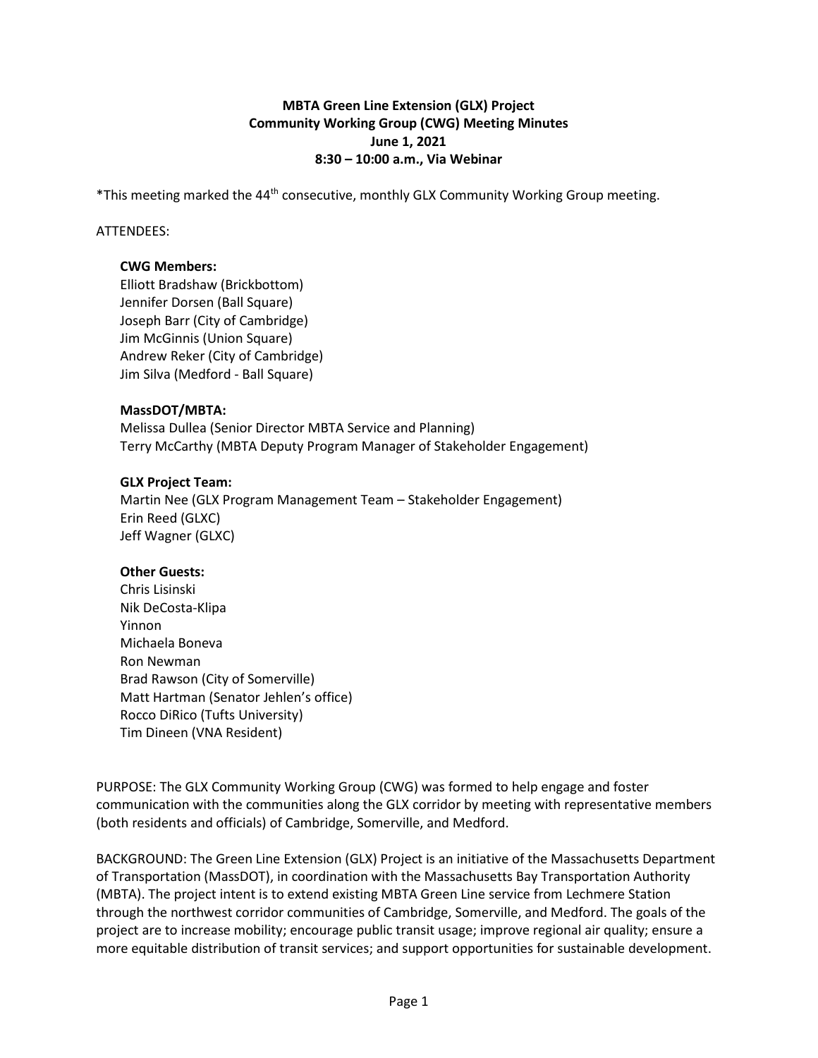# MBTA Green Line Extension (GLX) Project
## Community Working Group (CWG) Meeting Minutes
### June 1, 2021
### 8:30 – 10:00 a.m., Via Webinar

*This meeting marked the 44th consecutive, monthly GLX Community Working Group meeting.

ATTENDEES:

**CWG Members:**
Elliott Bradshaw (Brickbottom)
Jennifer Dorsen (Ball Square)
Joseph Barr (City of Cambridge)
Jim McGinnis (Union Square)
Andrew Reker (City of Cambridge)
Jim Silva (Medford - Ball Square)

**MassDOT/MBTA:**
Melissa Dullea (Senior Director MBTA Service and Planning)
Terry McCarthy (MBTA Deputy Program Manager of Stakeholder Engagement)

**GLX Project Team:**
Martin Nee (GLX Program Management Team – Stakeholder Engagement)
Erin Reed (GLXC)
Jeff Wagner (GLXC)

**Other Guests:**
Chris Lisinski
Nik DeCosta-Klipa
Yinnon
Michaela Boneva
Ron Newman
Brad Rawson (City of Somerville)
Matt Hartman (Senator Jehlen's office)
Rocco DiRico (Tufts University)
Tim Dineen (VNA Resident)

PURPOSE: The GLX Community Working Group (CWG) was formed to help engage and foster communication with the communities along the GLX corridor by meeting with representative members (both residents and officials) of Cambridge, Somerville, and Medford.

BACKGROUND: The Green Line Extension (GLX) Project is an initiative of the Massachusetts Department of Transportation (MassDOT), in coordination with the Massachusetts Bay Transportation Authority (MBTA). The project intent is to extend existing MBTA Green Line service from Lechmere Station through the northwest corridor communities of Cambridge, Somerville, and Medford. The goals of the project are to increase mobility; encourage public transit usage; improve regional air quality; ensure a more equitable distribution of transit services; and support opportunities for sustainable development.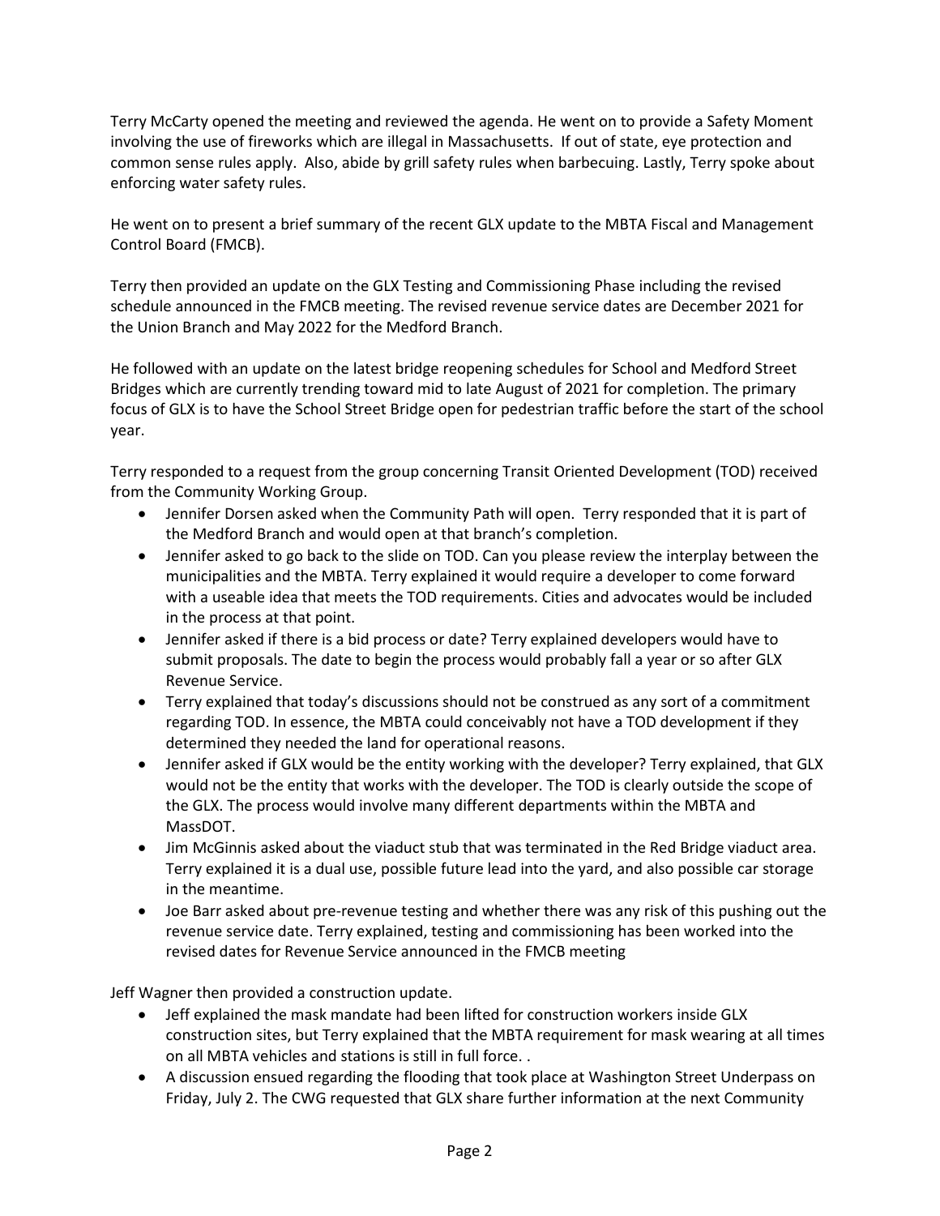Terry McCarty opened the meeting and reviewed the agenda. He went on to provide a Safety Moment involving the use of fireworks which are illegal in Massachusetts. If out of state, eye protection and common sense rules apply. Also, abide by grill safety rules when barbecuing. Lastly, Terry spoke about enforcing water safety rules.

He went on to present a brief summary of the recent GLX update to the MBTA Fiscal and Management Control Board (FMCB).

Terry then provided an update on the GLX Testing and Commissioning Phase including the revised schedule announced in the FMCB meeting. The revised revenue service dates are December 2021 for the Union Branch and May 2022 for the Medford Branch.

He followed with an update on the latest bridge reopening schedules for School and Medford Street Bridges which are currently trending toward mid to late August of 2021 for completion. The primary focus of GLX is to have the School Street Bridge open for pedestrian traffic before the start of the school year.

Terry responded to a request from the group concerning Transit Oriented Development (TOD) received from the Community Working Group.

- Jennifer Dorsen asked when the Community Path will open. Terry responded that it is part of the Medford Branch and would open at that branch's completion.
- Jennifer asked to go back to the slide on TOD. Can you please review the interplay between the municipalities and the MBTA. Terry explained it would require a developer to come forward with a useable idea that meets the TOD requirements. Cities and advocates would be included in the process at that point.
- Jennifer asked if there is a bid process or date? Terry explained developers would have to submit proposals. The date to begin the process would probably fall a year or so after GLX Revenue Service.
- Terry explained that today's discussions should not be construed as any sort of a commitment regarding TOD. In essence, the MBTA could conceivably not have a TOD development if they determined they needed the land for operational reasons.
- Jennifer asked if GLX would be the entity working with the developer? Terry explained, that GLX would not be the entity that works with the developer. The TOD is clearly outside the scope of the GLX. The process would involve many different departments within the MBTA and MassDOT.
- Jim McGinnis asked about the viaduct stub that was terminated in the Red Bridge viaduct area. Terry explained it is a dual use, possible future lead into the yard, and also possible car storage in the meantime.
- Joe Barr asked about pre-revenue testing and whether there was any risk of this pushing out the revenue service date. Terry explained, testing and commissioning has been worked into the revised dates for Revenue Service announced in the FMCB meeting

Jeff Wagner then provided a construction update.

- Jeff explained the mask mandate had been lifted for construction workers inside GLX construction sites, but Terry explained that the MBTA requirement for mask wearing at all times on all MBTA vehicles and stations is still in full force. .
- A discussion ensued regarding the flooding that took place at Washington Street Underpass on Friday, July 2. The CWG requested that GLX share further information at the next Community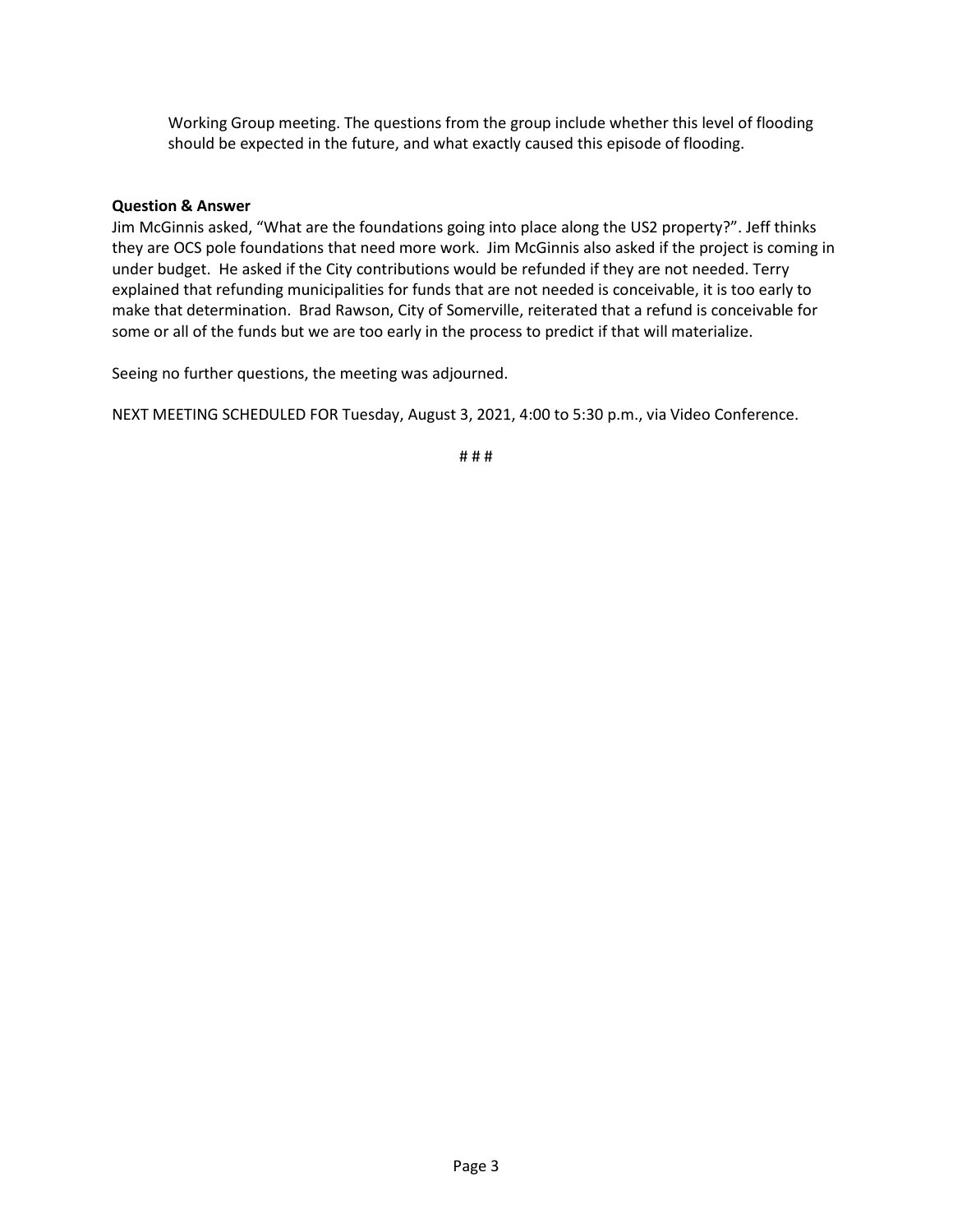Working Group meeting. The questions from the group include whether this level of flooding should be expected in the future, and what exactly caused this episode of flooding.

**Question & Answer**

Jim McGinnis asked, "What are the foundations going into place along the US2 property?". Jeff thinks they are OCS pole foundations that need more work. Jim McGinnis also asked if the project is coming in under budget. He asked if the City contributions would be refunded if they are not needed. Terry explained that refunding municipalities for funds that are not needed is conceivable, it is too early to make that determination. Brad Rawson, City of Somerville, reiterated that a refund is conceivable for some or all of the funds but we are too early in the process to predict if that will materialize.

Seeing no further questions, the meeting was adjourned.

NEXT MEETING SCHEDULED FOR Tuesday, August 3, 2021, 4:00 to 5:30 p.m., via Video Conference.

# # #